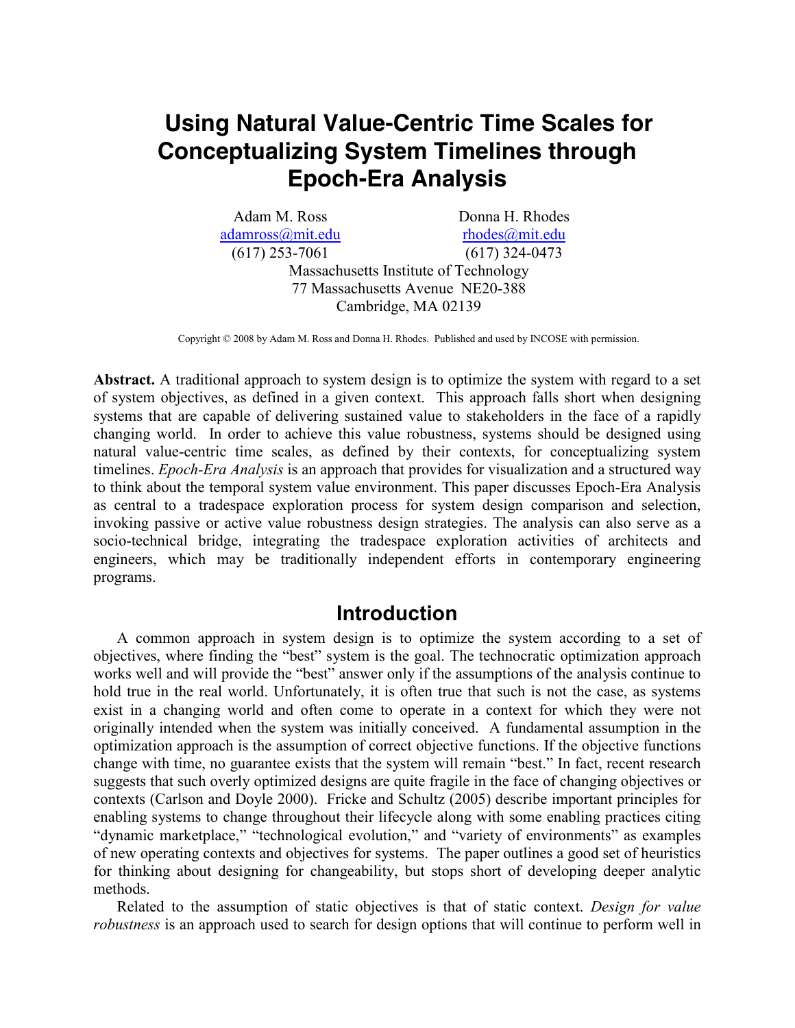# Using Natural Value-Centric Time Scales for Conceptualizing System Timelines through Epoch-Era Analysis

Adam M. Ross
adamross@mit.edu
(617) 253-7061

Donna H. Rhodes
rhodes@mit.edu
(617) 324-0473

Massachusetts Institute of Technology
77 Massachusetts Avenue NE20-388
Cambridge, MA 02139

Copyright © 2008 by Adam M. Ross and Donna H. Rhodes. Published and used by INCOSE with permission.

**Abstract.** A traditional approach to system design is to optimize the system with regard to a set of system objectives, as defined in a given context. This approach falls short when designing systems that are capable of delivering sustained value to stakeholders in the face of a rapidly changing world. In order to achieve this value robustness, systems should be designed using natural value-centric time scales, as defined by their contexts, for conceptualizing system timelines. *Epoch-Era Analysis* is an approach that provides for visualization and a structured way to think about the temporal system value environment. This paper discusses Epoch-Era Analysis as central to a tradespace exploration process for system design comparison and selection, invoking passive or active value robustness design strategies. The analysis can also serve as a socio-technical bridge, integrating the tradespace exploration activities of architects and engineers, which may be traditionally independent efforts in contemporary engineering programs.

## Introduction

A common approach in system design is to optimize the system according to a set of objectives, where finding the "best" system is the goal. The technocratic optimization approach works well and will provide the "best" answer only if the assumptions of the analysis continue to hold true in the real world. Unfortunately, it is often true that such is not the case, as systems exist in a changing world and often come to operate in a context for which they were not originally intended when the system was initially conceived. A fundamental assumption in the optimization approach is the assumption of correct objective functions. If the objective functions change with time, no guarantee exists that the system will remain "best." In fact, recent research suggests that such overly optimized designs are quite fragile in the face of changing objectives or contexts (Carlson and Doyle 2000). Fricke and Schultz (2005) describe important principles for enabling systems to change throughout their lifecycle along with some enabling practices citing "dynamic marketplace," "technological evolution," and "variety of environments" as examples of new operating contexts and objectives for systems. The paper outlines a good set of heuristics for thinking about designing for changeability, but stops short of developing deeper analytic methods.

Related to the assumption of static objectives is that of static context. *Design for value robustness* is an approach used to search for design options that will continue to perform well in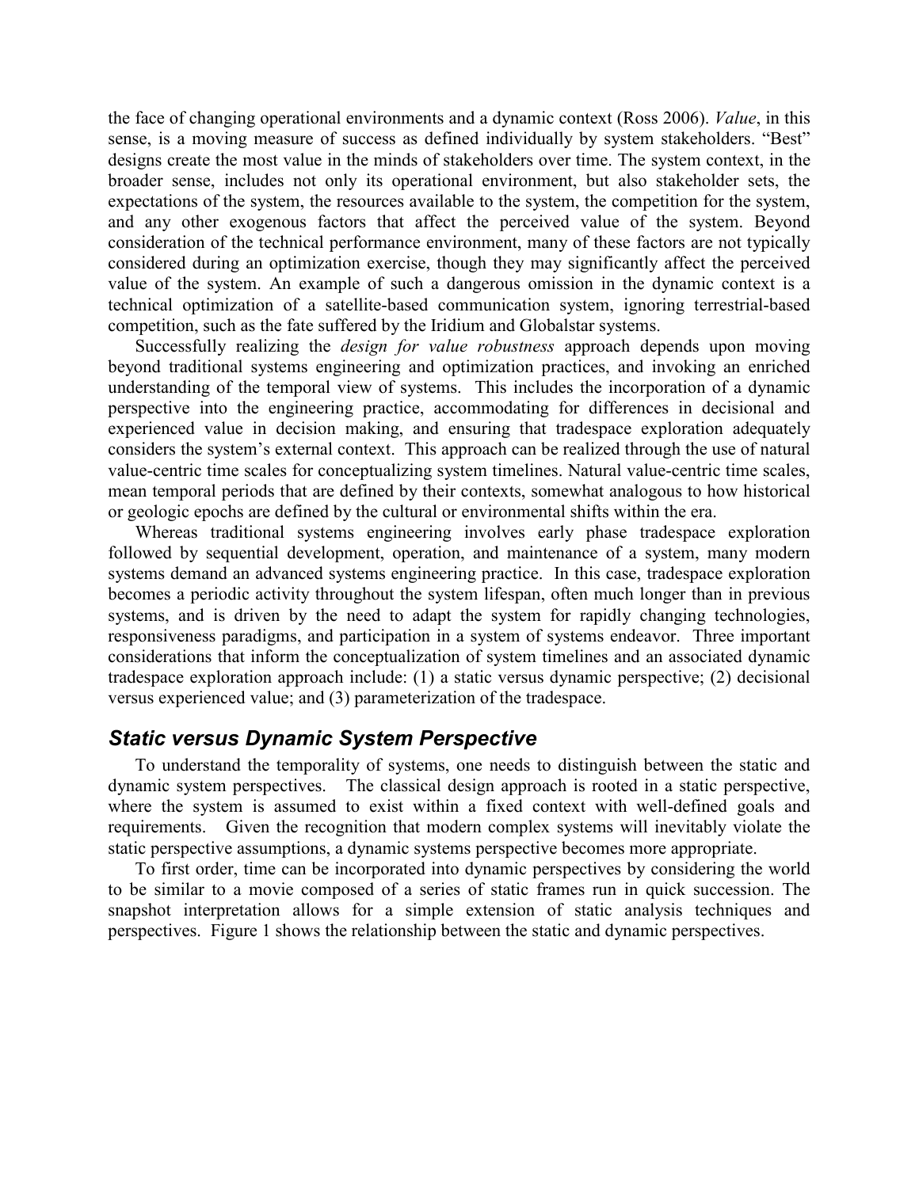the face of changing operational environments and a dynamic context (Ross 2006). *Value*, in this sense, is a moving measure of success as defined individually by system stakeholders. "Best" designs create the most value in the minds of stakeholders over time. The system context, in the broader sense, includes not only its operational environment, but also stakeholder sets, the expectations of the system, the resources available to the system, the competition for the system, and any other exogenous factors that affect the perceived value of the system. Beyond consideration of the technical performance environment, many of these factors are not typically considered during an optimization exercise, though they may significantly affect the perceived value of the system. An example of such a dangerous omission in the dynamic context is a technical optimization of a satellite-based communication system, ignoring terrestrial-based competition, such as the fate suffered by the Iridium and Globalstar systems.

Successfully realizing the *design for value robustness* approach depends upon moving beyond traditional systems engineering and optimization practices, and invoking an enriched understanding of the temporal view of systems. This includes the incorporation of a dynamic perspective into the engineering practice, accommodating for differences in decisional and experienced value in decision making, and ensuring that tradespace exploration adequately considers the system's external context. This approach can be realized through the use of natural value-centric time scales for conceptualizing system timelines. Natural value-centric time scales, mean temporal periods that are defined by their contexts, somewhat analogous to how historical or geologic epochs are defined by the cultural or environmental shifts within the era.

Whereas traditional systems engineering involves early phase tradespace exploration followed by sequential development, operation, and maintenance of a system, many modern systems demand an advanced systems engineering practice. In this case, tradespace exploration becomes a periodic activity throughout the system lifespan, often much longer than in previous systems, and is driven by the need to adapt the system for rapidly changing technologies, responsiveness paradigms, and participation in a system of systems endeavor. Three important considerations that inform the conceptualization of system timelines and an associated dynamic tradespace exploration approach include: (1) a static versus dynamic perspective; (2) decisional versus experienced value; and (3) parameterization of the tradespace.

## Static versus Dynamic System Perspective

To understand the temporality of systems, one needs to distinguish between the static and dynamic system perspectives. The classical design approach is rooted in a static perspective, where the system is assumed to exist within a fixed context with well-defined goals and requirements. Given the recognition that modern complex systems will inevitably violate the static perspective assumptions, a dynamic systems perspective becomes more appropriate.

To first order, time can be incorporated into dynamic perspectives by considering the world to be similar to a movie composed of a series of static frames run in quick succession. The snapshot interpretation allows for a simple extension of static analysis techniques and perspectives. Figure 1 shows the relationship between the static and dynamic perspectives.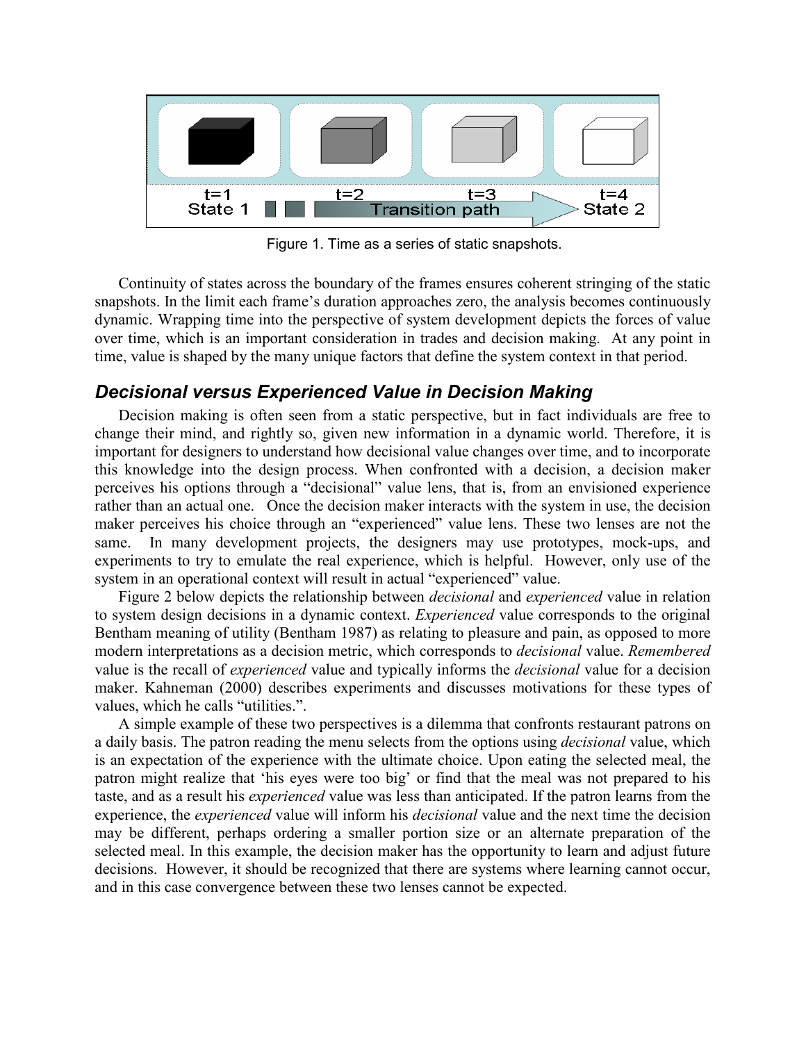t=1
State 1

t=2

t=3

Transition path

t=4
State 2

Figure 1. Time as a series of static snapshots.

Continuity of states across the boundary of the frames ensures coherent stringing of the static snapshots. In the limit each frame's duration approaches zero, the analysis becomes continuously dynamic. Wrapping time into the perspective of system development depicts the forces of value over time, which is an important consideration in trades and decision making. At any point in time, value is shaped by the many unique factors that define the system context in that period.

## *Decisional versus Experienced Value in Decision Making*

Decision making is often seen from a static perspective, but in fact individuals are free to change their mind, and rightly so, given new information in a dynamic world. Therefore, it is important for designers to understand how decisional value changes over time, and to incorporate this knowledge into the design process. When confronted with a decision, a decision maker perceives his options through a "decisional" value lens, that is, from an envisioned experience rather than an actual one. Once the decision maker interacts with the system in use, the decision maker perceives his choice through an "experienced" value lens. These two lenses are not the same. In many development projects, the designers may use prototypes, mock-ups, and experiments to try to emulate the real experience, which is helpful. However, only use of the system in an operational context will result in actual "experienced" value.

Figure 2 below depicts the relationship between *decisional* and *experienced* value in relation to system design decisions in a dynamic context. *Experienced* value corresponds to the original Bentham meaning of utility (Bentham 1987) as relating to pleasure and pain, as opposed to more modern interpretations as a decision metric, which corresponds to *decisional* value. *Remembered* value is the recall of *experienced* value and typically informs the *decisional* value for a decision maker. Kahneman (2000) describes experiments and discusses motivations for these types of values, which he calls "utilities.".

A simple example of these two perspectives is a dilemma that confronts restaurant patrons on a daily basis. The patron reading the menu selects from the options using *decisional* value, which is an expectation of the experience with the ultimate choice. Upon eating the selected meal, the patron might realize that 'his eyes were too big' or find that the meal was not prepared to his taste, and as a result his *experienced* value was less than anticipated. If the patron learns from the experience, the *experienced* value will inform his *decisional* value and the next time the decision may be different, perhaps ordering a smaller portion size or an alternate preparation of the selected meal. In this example, the decision maker has the opportunity to learn and adjust future decisions. However, it should be recognized that there are systems where learning cannot occur, and in this case convergence between these two lenses cannot be expected.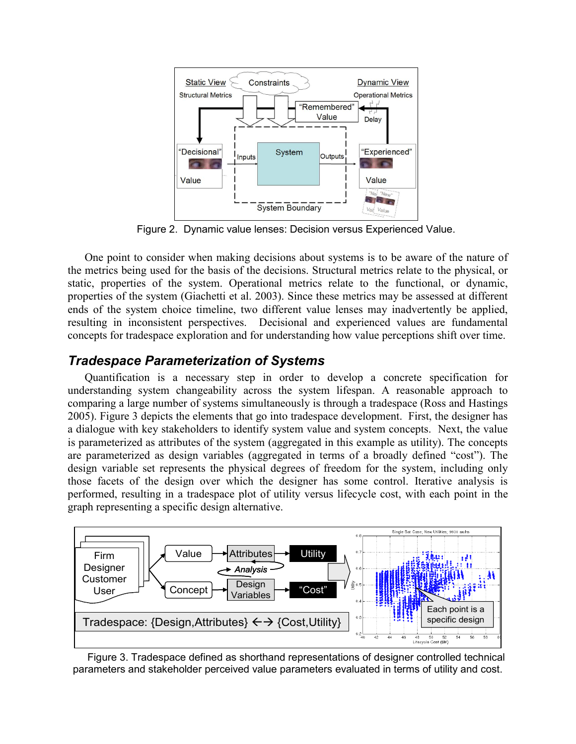Figure 2. Dynamic value lenses: Decision versus Experienced Value.

One point to consider when making decisions about systems is to be aware of the nature of the metrics being used for the basis of the decisions. Structural metrics relate to the physical, or static, properties of the system. Operational metrics relate to the functional, or dynamic, properties of the system (Giachetti et al. 2003). Since these metrics may be assessed at different ends of the system choice timeline, two different value lenses may inadvertently be applied, resulting in inconsistent perspectives. Decisional and experienced values are fundamental concepts for tradespace exploration and for understanding how value perceptions shift over time.

## *Tradespace Parameterization of Systems*

Quantification is a necessary step in order to develop a concrete specification for understanding system changeability across the system lifespan. A reasonable approach to comparing a large number of systems simultaneously is through a tradespace (Ross and Hastings 2005). Figure 3 depicts the elements that go into tradespace development. First, the designer has a dialogue with key stakeholders to identify system value and system concepts. Next, the value is parameterized as attributes of the system (aggregated in this example as utility). The concepts are parameterized as design variables (aggregated in terms of a broadly defined "cost"). The design variable set represents the physical degrees of freedom for the system, including only those facets of the design over which the designer has some control. Iterative analysis is performed, resulting in a tradespace plot of utility versus lifecycle cost, with each point in the graph representing a specific design alternative.

Figure 3. Tradespace defined as shorthand representations of designer controlled technical parameters and stakeholder perceived value parameters evaluated in terms of utility and cost.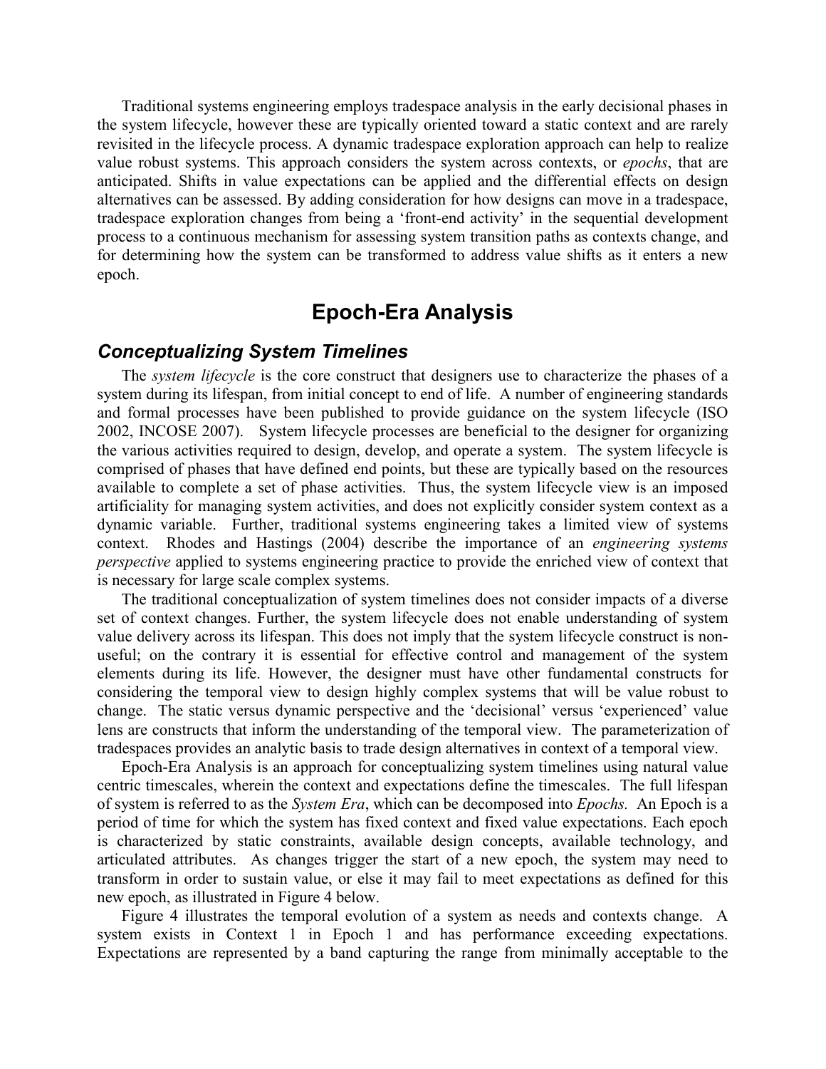Traditional systems engineering employs tradespace analysis in the early decisional phases in the system lifecycle, however these are typically oriented toward a static context and are rarely revisited in the lifecycle process. A dynamic tradespace exploration approach can help to realize value robust systems. This approach considers the system across contexts, or *epochs*, that are anticipated. Shifts in value expectations can be applied and the differential effects on design alternatives can be assessed. By adding consideration for how designs can move in a tradespace, tradespace exploration changes from being a 'front-end activity' in the sequential development process to a continuous mechanism for assessing system transition paths as contexts change, and for determining how the system can be transformed to address value shifts as it enters a new epoch.

## Epoch-Era Analysis

### *Conceptualizing System Timelines*

The *system lifecycle* is the core construct that designers use to characterize the phases of a system during its lifespan, from initial concept to end of life. A number of engineering standards and formal processes have been published to provide guidance on the system lifecycle (ISO 2002, INCOSE 2007). System lifecycle processes are beneficial to the designer for organizing the various activities required to design, develop, and operate a system. The system lifecycle is comprised of phases that have defined end points, but these are typically based on the resources available to complete a set of phase activities. Thus, the system lifecycle view is an imposed artificiality for managing system activities, and does not explicitly consider system context as a dynamic variable. Further, traditional systems engineering takes a limited view of systems context. Rhodes and Hastings (2004) describe the importance of an *engineering systems perspective* applied to systems engineering practice to provide the enriched view of context that is necessary for large scale complex systems.

The traditional conceptualization of system timelines does not consider impacts of a diverse set of context changes. Further, the system lifecycle does not enable understanding of system value delivery across its lifespan. This does not imply that the system lifecycle construct is non-useful; on the contrary it is essential for effective control and management of the system elements during its life. However, the designer must have other fundamental constructs for considering the temporal view to design highly complex systems that will be value robust to change. The static versus dynamic perspective and the 'decisional' versus 'experienced' value lens are constructs that inform the understanding of the temporal view. The parameterization of tradespaces provides an analytic basis to trade design alternatives in context of a temporal view.

Epoch-Era Analysis is an approach for conceptualizing system timelines using natural value centric timescales, wherein the context and expectations define the timescales. The full lifespan of system is referred to as the *System Era*, which can be decomposed into *Epochs.* An Epoch is a period of time for which the system has fixed context and fixed value expectations. Each epoch is characterized by static constraints, available design concepts, available technology, and articulated attributes. As changes trigger the start of a new epoch, the system may need to transform in order to sustain value, or else it may fail to meet expectations as defined for this new epoch, as illustrated in Figure 4 below.

Figure 4 illustrates the temporal evolution of a system as needs and contexts change. A system exists in Context 1 in Epoch 1 and has performance exceeding expectations. Expectations are represented by a band capturing the range from minimally acceptable to the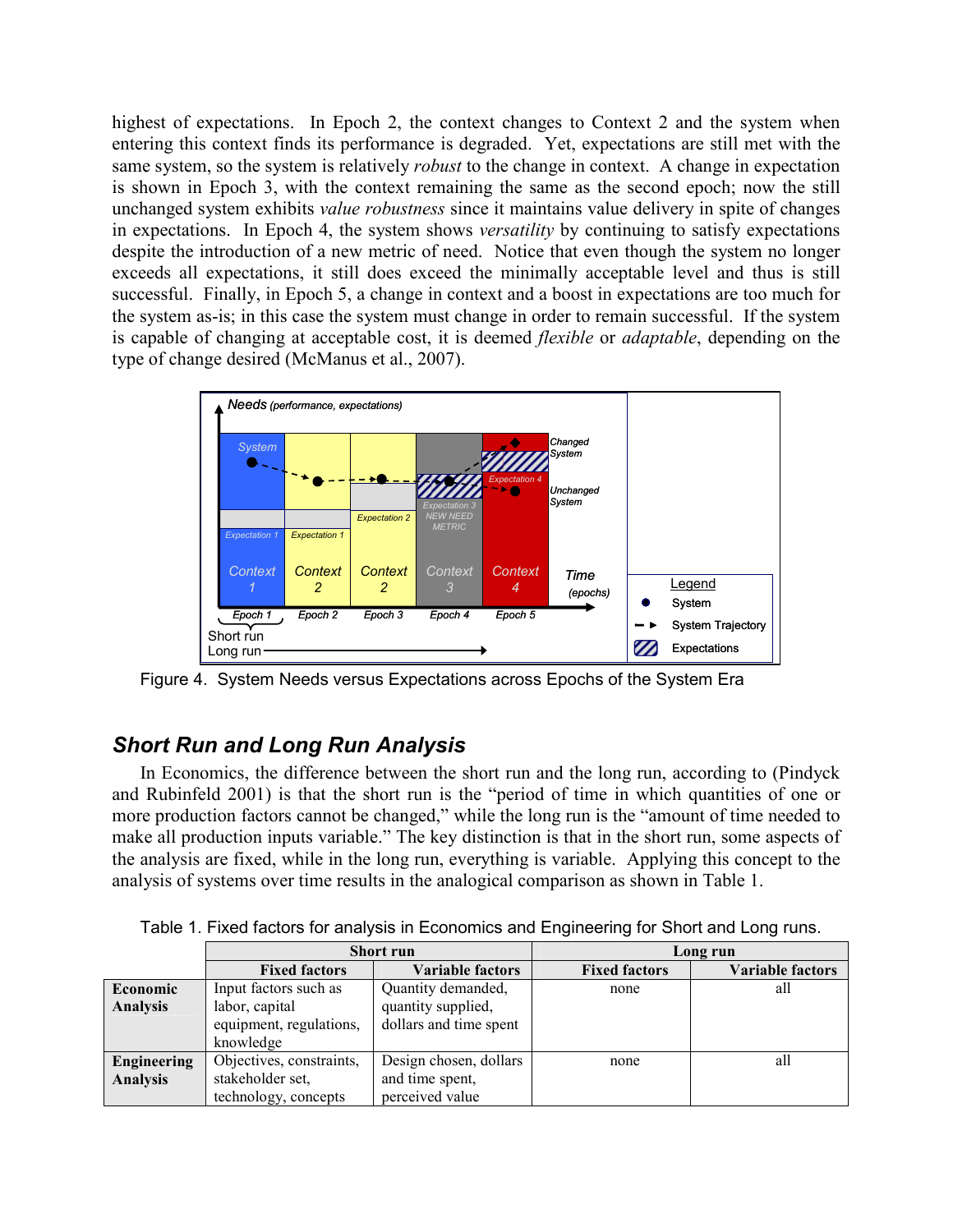highest of expectations. In Epoch 2, the context changes to Context 2 and the system when entering this context finds its performance is degraded. Yet, expectations are still met with the same system, so the system is relatively *robust* to the change in context. A change in expectation is shown in Epoch 3, with the context remaining the same as the second epoch; now the still unchanged system exhibits *value robustness* since it maintains value delivery in spite of changes in expectations. In Epoch 4, the system shows *versatility* by continuing to satisfy expectations despite the introduction of a new metric of need. Notice that even though the system no longer exceeds all expectations, it still does exceed the minimally acceptable level and thus is still successful. Finally, in Epoch 5, a change in context and a boost in expectations are too much for the system as-is; in this case the system must change in order to remain successful. If the system is capable of changing at acceptable cost, it is deemed *flexible* or *adaptable*, depending on the type of change desired (McManus et al., 2007).

Figure 4. System Needs versus Expectations across Epochs of the System Era

## Short Run and Long Run Analysis

In Economics, the difference between the short run and the long run, according to (Pindyck and Rubinfeld 2001) is that the short run is the "period of time in which quantities of one or more production factors cannot be changed," while the long run is the "amount of time needed to make all production inputs variable." The key distinction is that in the short run, some aspects of the analysis are fixed, while in the long run, everything is variable. Applying this concept to the analysis of systems over time results in the analogical comparison as shown in Table 1.

Table 1. Fixed factors for analysis in Economics and Engineering for Short and Long runs.

| | Short run | | Long run | |
|---|---|---|---|---|
| | **Fixed factors** | **Variable factors** | **Fixed factors** | **Variable factors** |
| **Economic Analysis** | Input factors such as labor, capital equipment, regulations, knowledge | Quantity demanded, quantity supplied, dollars and time spent | none | all |
| **Engineering Analysis** | Objectives, constraints, stakeholder set, technology, concepts | Design chosen, dollars and time spent, perceived value | none | all |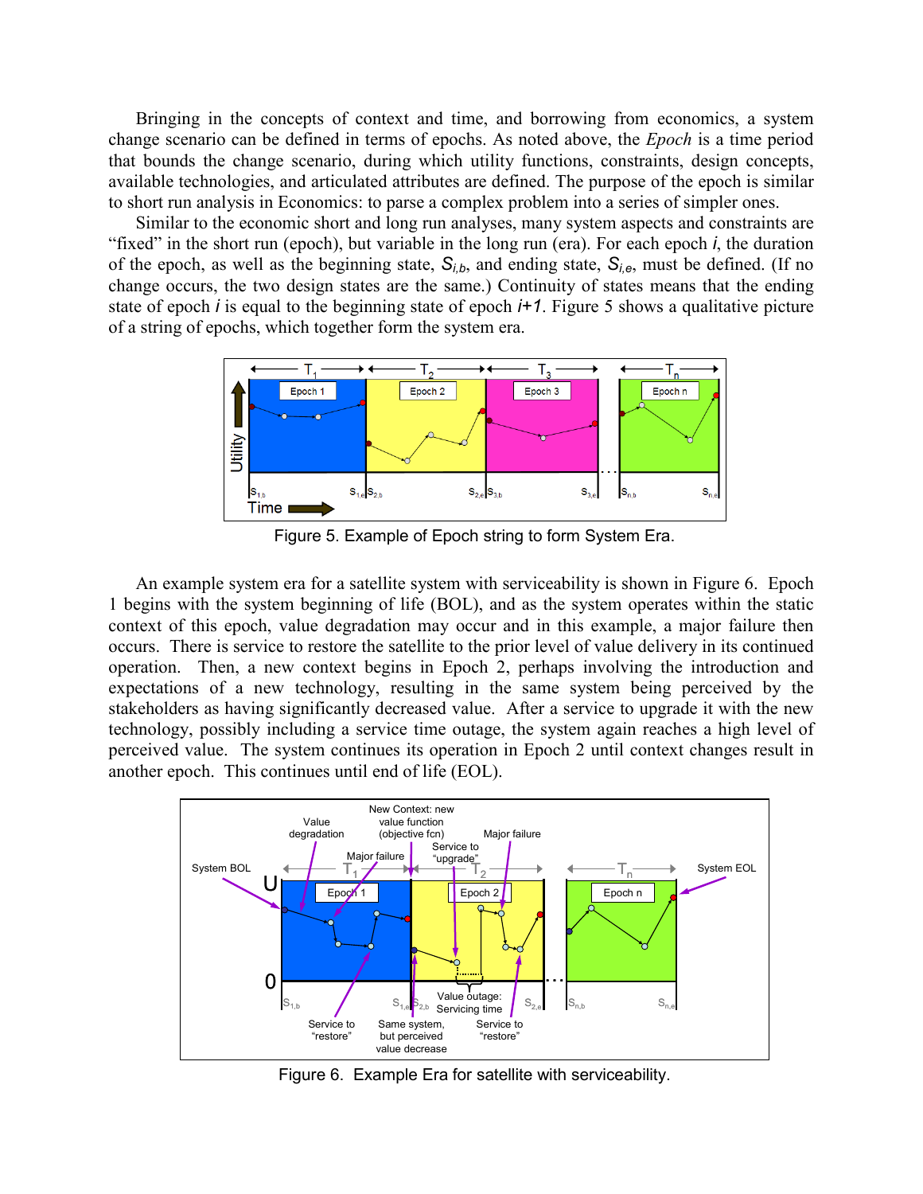Bringing in the concepts of context and time, and borrowing from economics, a system change scenario can be defined in terms of epochs. As noted above, the *Epoch* is a time period that bounds the change scenario, during which utility functions, constraints, design concepts, available technologies, and articulated attributes are defined. The purpose of the epoch is similar to short run analysis in Economics: to parse a complex problem into a series of simpler ones.

Similar to the economic short and long run analyses, many system aspects and constraints are "fixed" in the short run (epoch), but variable in the long run (era). For each epoch $i$, the duration of the epoch, as well as the beginning state, $S_{i,b}$, and ending state, $S_{i,e}$, must be defined. (If no change occurs, the two design states are the same.) Continuity of states means that the ending state of epoch $i$ is equal to the beginning state of epoch $i+1$. Figure 5 shows a qualitative picture of a string of epochs, which together form the system era.

Figure 5. Example of Epoch string to form System Era.

An example system era for a satellite system with serviceability is shown in Figure 6. Epoch 1 begins with the system beginning of life (BOL), and as the system operates within the static context of this epoch, value degradation may occur and in this example, a major failure then occurs. There is service to restore the satellite to the prior level of value delivery in its continued operation. Then, a new context begins in Epoch 2, perhaps involving the introduction and expectations of a new technology, resulting in the same system being perceived by the stakeholders as having significantly decreased value. After a service to upgrade it with the new technology, possibly including a service time outage, the system again reaches a high level of perceived value. The system continues its operation in Epoch 2 until context changes result in another epoch. This continues until end of life (EOL).

Figure 6. Example Era for satellite with serviceability.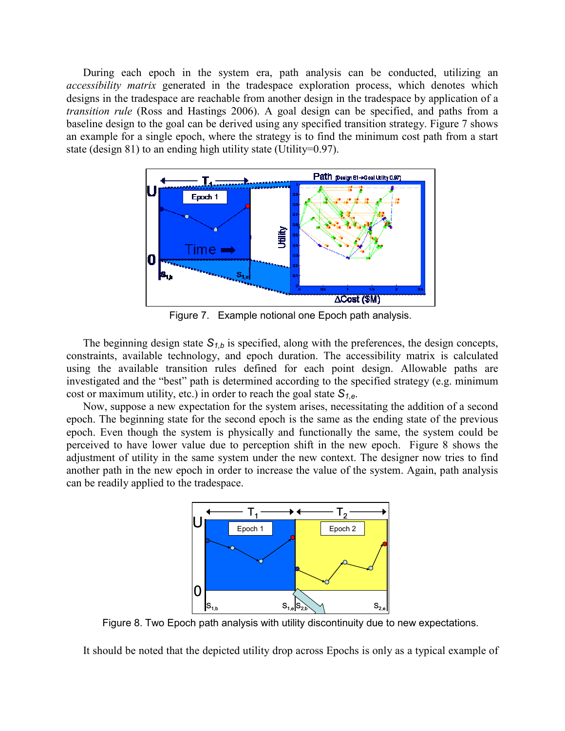During each epoch in the system era, path analysis can be conducted, utilizing an *accessibility matrix* generated in the tradespace exploration process, which denotes which designs in the tradespace are reachable from another design in the tradespace by application of a *transition rule* (Ross and Hastings 2006). A goal design can be specified, and paths from a baseline design to the goal can be derived using any specified transition strategy. Figure 7 shows an example for a single epoch, where the strategy is to find the minimum cost path from a start state (design 81) to an ending high utility state (Utility=0.97).

Figure 7. Example notional one Epoch path analysis.

The beginning design state $S_{1,b}$ is specified, along with the preferences, the design concepts, constraints, available technology, and epoch duration. The accessibility matrix is calculated using the available transition rules defined for each point design. Allowable paths are investigated and the "best" path is determined according to the specified strategy (e.g. minimum cost or maximum utility, etc.) in order to reach the goal state $S_{1,e}$.

Now, suppose a new expectation for the system arises, necessitating the addition of a second epoch. The beginning state for the second epoch is the same as the ending state of the previous epoch. Even though the system is physically and functionally the same, the system could be perceived to have lower value due to perception shift in the new epoch. Figure 8 shows the adjustment of utility in the same system under the new context. The designer now tries to find another path in the new epoch in order to increase the value of the system. Again, path analysis can be readily applied to the tradespace.

Figure 8. Two Epoch path analysis with utility discontinuity due to new expectations.

It should be noted that the depicted utility drop across Epochs is only as a typical example of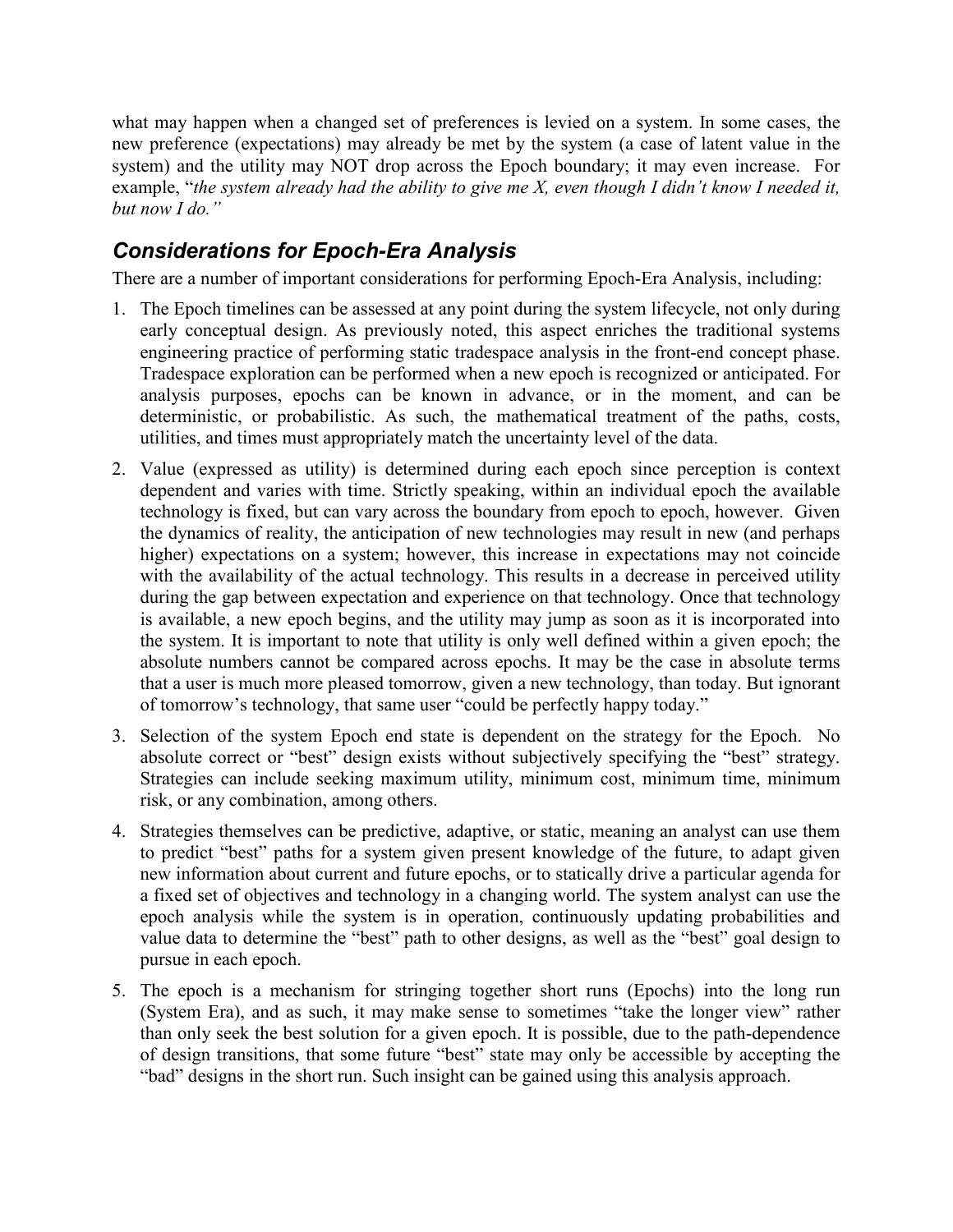what may happen when a changed set of preferences is levied on a system. In some cases, the new preference (expectations) may already be met by the system (a case of latent value in the system) and the utility may NOT drop across the Epoch boundary; it may even increase. For example, "*the system already had the ability to give me X, even though I didn't know I needed it, but now I do.*"

## *Considerations for Epoch-Era Analysis*

There are a number of important considerations for performing Epoch-Era Analysis, including:

1. The Epoch timelines can be assessed at any point during the system lifecycle, not only during early conceptual design. As previously noted, this aspect enriches the traditional systems engineering practice of performing static tradespace analysis in the front-end concept phase. Tradespace exploration can be performed when a new epoch is recognized or anticipated. For analysis purposes, epochs can be known in advance, or in the moment, and can be deterministic, or probabilistic. As such, the mathematical treatment of the paths, costs, utilities, and times must appropriately match the uncertainty level of the data.
2. Value (expressed as utility) is determined during each epoch since perception is context dependent and varies with time. Strictly speaking, within an individual epoch the available technology is fixed, but can vary across the boundary from epoch to epoch, however. Given the dynamics of reality, the anticipation of new technologies may result in new (and perhaps higher) expectations on a system; however, this increase in expectations may not coincide with the availability of the actual technology. This results in a decrease in perceived utility during the gap between expectation and experience on that technology. Once that technology is available, a new epoch begins, and the utility may jump as soon as it is incorporated into the system. It is important to note that utility is only well defined within a given epoch; the absolute numbers cannot be compared across epochs. It may be the case in absolute terms that a user is much more pleased tomorrow, given a new technology, than today. But ignorant of tomorrow's technology, that same user "could be perfectly happy today."
3. Selection of the system Epoch end state is dependent on the strategy for the Epoch. No absolute correct or "best" design exists without subjectively specifying the "best" strategy. Strategies can include seeking maximum utility, minimum cost, minimum time, minimum risk, or any combination, among others.
4. Strategies themselves can be predictive, adaptive, or static, meaning an analyst can use them to predict "best" paths for a system given present knowledge of the future, to adapt given new information about current and future epochs, or to statically drive a particular agenda for a fixed set of objectives and technology in a changing world. The system analyst can use the epoch analysis while the system is in operation, continuously updating probabilities and value data to determine the "best" path to other designs, as well as the "best" goal design to pursue in each epoch.
5. The epoch is a mechanism for stringing together short runs (Epochs) into the long run (System Era), and as such, it may make sense to sometimes "take the longer view" rather than only seek the best solution for a given epoch. It is possible, due to the path-dependence of design transitions, that some future "best" state may only be accessible by accepting the "bad" designs in the short run. Such insight can be gained using this analysis approach.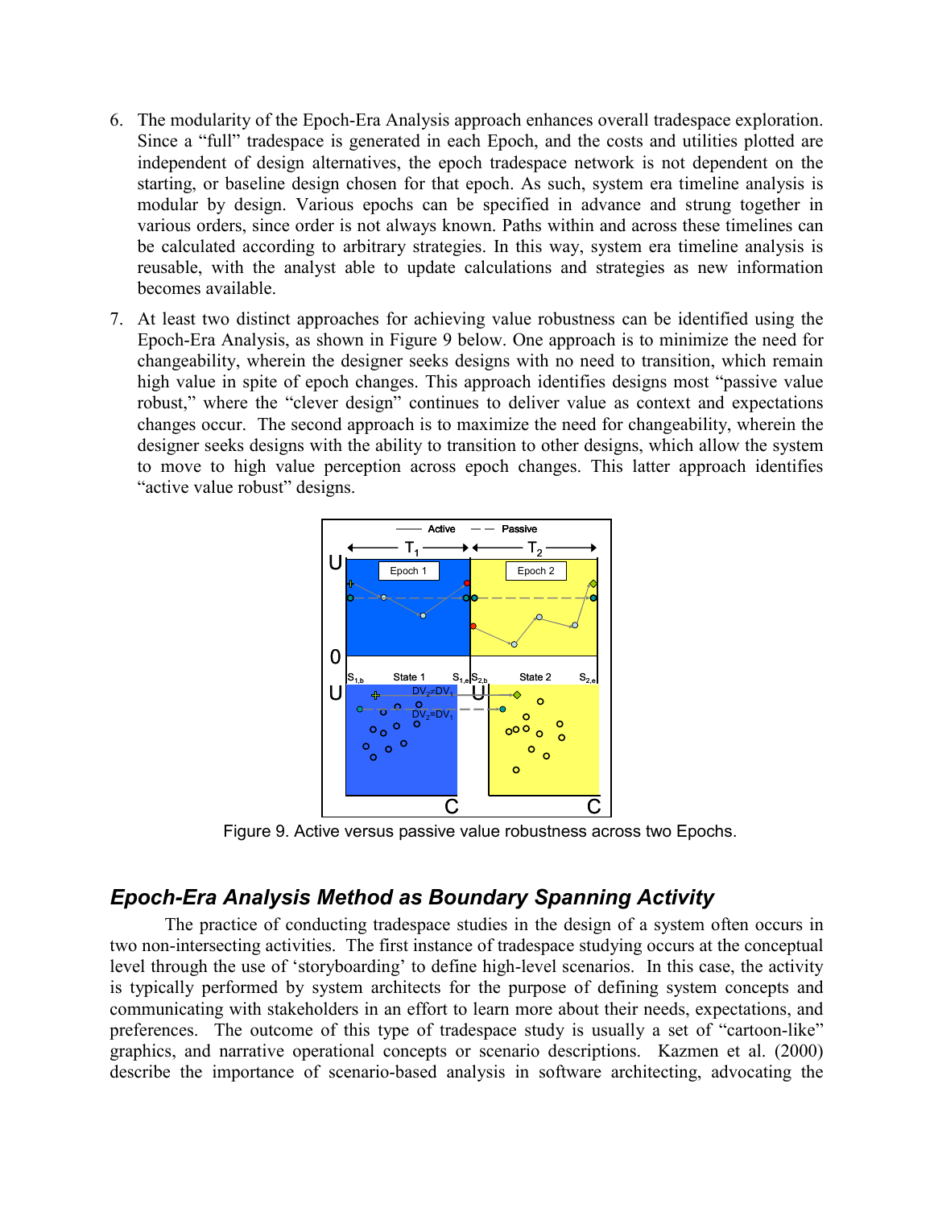6. The modularity of the Epoch-Era Analysis approach enhances overall tradespace exploration. Since a "full" tradespace is generated in each Epoch, and the costs and utilities plotted are independent of design alternatives, the epoch tradespace network is not dependent on the starting, or baseline design chosen for that epoch. As such, system era timeline analysis is modular by design. Various epochs can be specified in advance and strung together in various orders, since order is not always known. Paths within and across these timelines can be calculated according to arbitrary strategies. In this way, system era timeline analysis is reusable, with the analyst able to update calculations and strategies as new information becomes available.

7. At least two distinct approaches for achieving value robustness can be identified using the Epoch-Era Analysis, as shown in Figure 9 below. One approach is to minimize the need for changeability, wherein the designer seeks designs with no need to transition, which remain high value in spite of epoch changes. This approach identifies designs most "passive value robust," where the "clever design" continues to deliver value as context and expectations changes occur. The second approach is to maximize the need for changeability, wherein the designer seeks designs with the ability to transition to other designs, which allow the system to move to high value perception across epoch changes. This latter approach identifies "active value robust" designs.

Active
Passive
$T_1$
$T_2$
U
Epoch 1
Epoch 2
0
$S_{1,b}$
State 1
$S_{1,e}$
$S_{2,b}$
State 2
$S_{2,e}$
U
$DV_2 \neq DV_1$
U
$DV_2 = DV_1$
C
C

Figure 9. Active versus passive value robustness across two Epochs.

## *Epoch-Era Analysis Method as Boundary Spanning Activity*

The practice of conducting tradespace studies in the design of a system often occurs in two non-intersecting activities. The first instance of tradespace studying occurs at the conceptual level through the use of 'storyboarding' to define high-level scenarios. In this case, the activity is typically performed by system architects for the purpose of defining system concepts and communicating with stakeholders in an effort to learn more about their needs, expectations, and preferences. The outcome of this type of tradespace study is usually a set of "cartoon-like" graphics, and narrative operational concepts or scenario descriptions. Kazmen et al. (2000) describe the importance of scenario-based analysis in software architecting, advocating the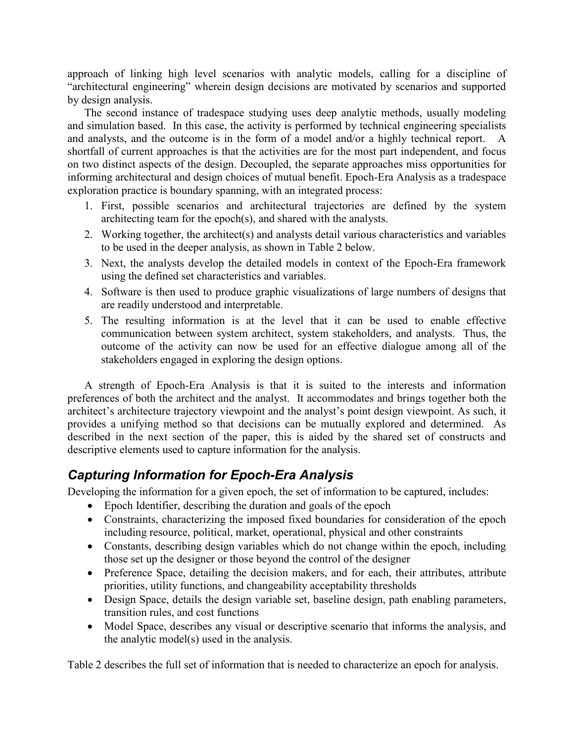approach of linking high level scenarios with analytic models, calling for a discipline of "architectural engineering" wherein design decisions are motivated by scenarios and supported by design analysis.

The second instance of tradespace studying uses deep analytic methods, usually modeling and simulation based. In this case, the activity is performed by technical engineering specialists and analysts, and the outcome is in the form of a model and/or a highly technical report. A shortfall of current approaches is that the activities are for the most part independent, and focus on two distinct aspects of the design. Decoupled, the separate approaches miss opportunities for informing architectural and design choices of mutual benefit. Epoch-Era Analysis as a tradespace exploration practice is boundary spanning, with an integrated process:

1. First, possible scenarios and architectural trajectories are defined by the system architecting team for the epoch(s), and shared with the analysts.
2. Working together, the architect(s) and analysts detail various characteristics and variables to be used in the deeper analysis, as shown in Table 2 below.
3. Next, the analysts develop the detailed models in context of the Epoch-Era framework using the defined set characteristics and variables.
4. Software is then used to produce graphic visualizations of large numbers of designs that are readily understood and interpretable.
5. The resulting information is at the level that it can be used to enable effective communication between system architect, system stakeholders, and analysts. Thus, the outcome of the activity can now be used for an effective dialogue among all of the stakeholders engaged in exploring the design options.

A strength of Epoch-Era Analysis is that it is suited to the interests and information preferences of both the architect and the analyst. It accommodates and brings together both the architect's architecture trajectory viewpoint and the analyst's point design viewpoint. As such, it provides a unifying method so that decisions can be mutually explored and determined. As described in the next section of the paper, this is aided by the shared set of constructs and descriptive elements used to capture information for the analysis.

## *Capturing Information for Epoch-Era Analysis*

Developing the information for a given epoch, the set of information to be captured, includes:

- Epoch Identifier, describing the duration and goals of the epoch
- Constraints, characterizing the imposed fixed boundaries for consideration of the epoch including resource, political, market, operational, physical and other constraints
- Constants, describing design variables which do not change within the epoch, including those set up the designer or those beyond the control of the designer
- Preference Space, detailing the decision makers, and for each, their attributes, attribute priorities, utility functions, and changeability acceptability thresholds
- Design Space, details the design variable set, baseline design, path enabling parameters, transition rules, and cost functions
- Model Space, describes any visual or descriptive scenario that informs the analysis, and the analytic model(s) used in the analysis.

Table 2 describes the full set of information that is needed to characterize an epoch for analysis.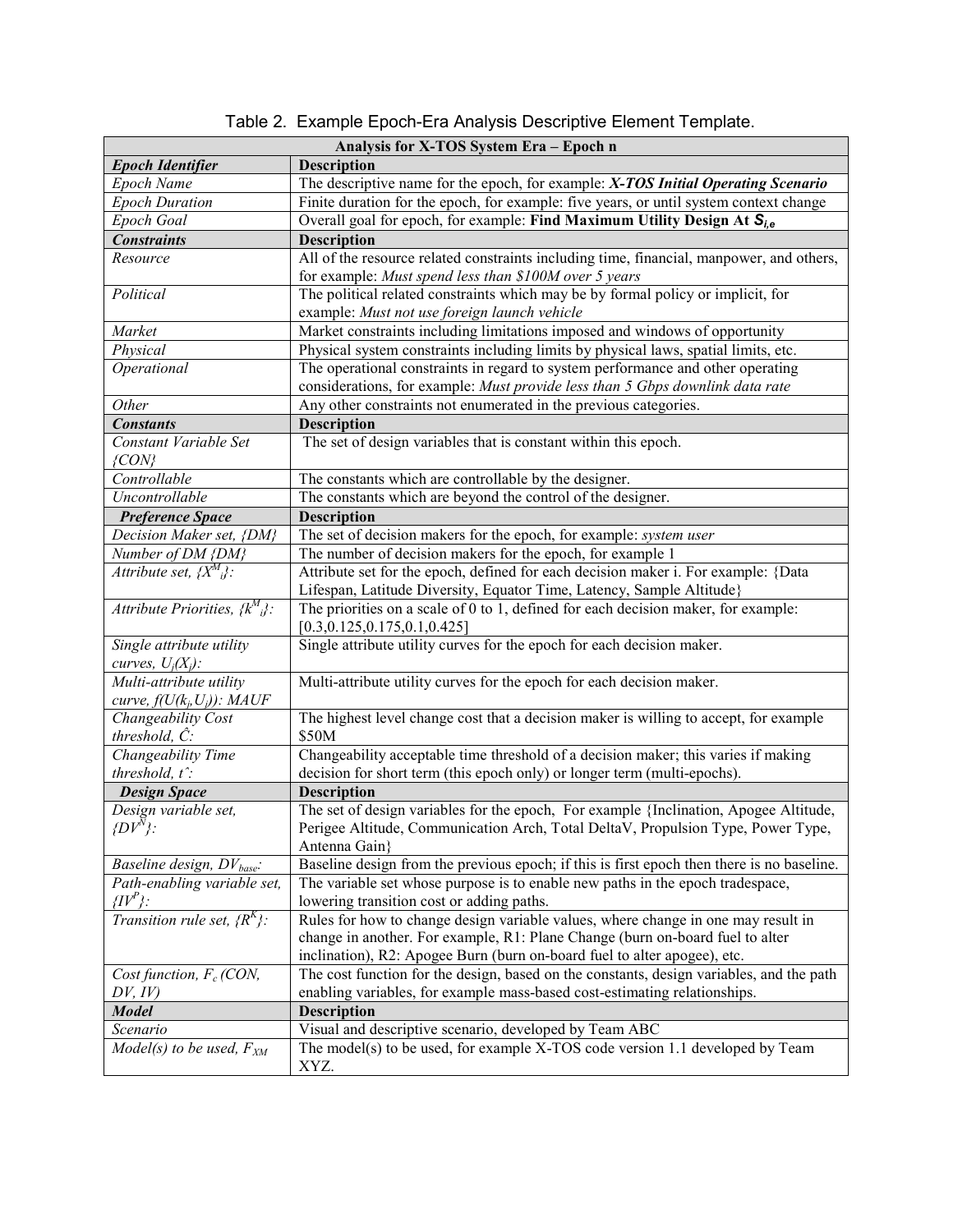Table 2. Example Epoch-Era Analysis Descriptive Element Template.

| Analysis for X-TOS System Era – Epoch n | |
|---|---|
| ***Epoch Identifier*** | **Description** |
| *Epoch Name* | The descriptive name for the epoch, for example: ***X-TOS Initial Operating Scenario*** |
| *Epoch Duration* | Finite duration for the epoch, for example: five years, or until system context change |
| *Epoch Goal* | Overall goal for epoch, for example: **Find Maximum Utility Design At $S_{i,e}$** |
| ***Constraints*** | **Description** |
| *Resource* | All of the resource related constraints including time, financial, manpower, and others, for example: *Must spend less than $100M over 5 years* |
| *Political* | The political related constraints which may be by formal policy or implicit, for example: *Must not use foreign launch vehicle* |
| *Market* | Market constraints including limitations imposed and windows of opportunity |
| *Physical* | Physical system constraints including limits by physical laws, spatial limits, etc. |
| *Operational* | The operational constraints in regard to system performance and other operating considerations, for example: *Must provide less than 5 Gbps downlink data rate* |
| *Other* | Any other constraints not enumerated in the previous categories. |
| ***Constants*** | **Description** |
| *Constant Variable Set {CON}* | The set of design variables that is constant within this epoch. |
| *Controllable* | The constants which are controllable by the designer. |
| *Uncontrollable* | The constants which are beyond the control of the designer. |
| ***Preference Space*** | **Description** |
| *Decision Maker set, {DM}* | The set of decision makers for the epoch, for example: *system user* |
| *Number of DM {DM}* | The number of decision makers for the epoch, for example 1 |
| *Attribute set, $\{X^M_i\}$:* | Attribute set for the epoch, defined for each decision maker i. For example: {Data Lifespan, Latitude Diversity, Equator Time, Latency, Sample Altitude} |
| *Attribute Priorities, $\{k^M_i\}$:* | The priorities on a scale of 0 to 1, defined for each decision maker, for example: [0.3,0.125,0.175,0.1,0.425] |
| *Single attribute utility curves, $U_i(X_i)$:* | Single attribute utility curves for the epoch for each decision maker. |
| *Multi-attribute utility curve, $f(U(k_i,U_i))$: MAUF* | Multi-attribute utility curves for the epoch for each decision maker. |
| *Changeability Cost threshold, $\hat{C}$:* | The highest level change cost that a decision maker is willing to accept, for example $50M |
| *Changeability Time threshold, $\hat{t}$:* | Changeability acceptable time threshold of a decision maker; this varies if making decision for short term (this epoch only) or longer term (multi-epochs). |
| ***Design Space*** | **Description** |
| *Design variable set, $\{DV^N\}$:* | The set of design variables for the epoch, For example {Inclination, Apogee Altitude, Perigee Altitude, Communication Arch, Total DeltaV, Propulsion Type, Power Type, Antenna Gain} |
| *Baseline design, $DV_{base}$:* | Baseline design from the previous epoch; if this is first epoch then there is no baseline. |
| *Path-enabling variable set, $\{IV^P\}$:* | The variable set whose purpose is to enable new paths in the epoch tradespace, lowering transition cost or adding paths. |
| *Transition rule set, $\{R^K\}$:* | Rules for how to change design variable values, where change in one may result in change in another. For example, R1: Plane Change (burn on-board fuel to alter inclination), R2: Apogee Burn (burn on-board fuel to alter apogee), etc. |
| *Cost function, $F_c$ (CON, DV, IV)* | The cost function for the design, based on the constants, design variables, and the path enabling variables, for example mass-based cost-estimating relationships. |
| ***Model*** | **Description** |
| *Scenario* | Visual and descriptive scenario, developed by Team ABC |
| *Model(s) to be used, $F_{XM}$* | The model(s) to be used, for example X-TOS code version 1.1 developed by Team XYZ. |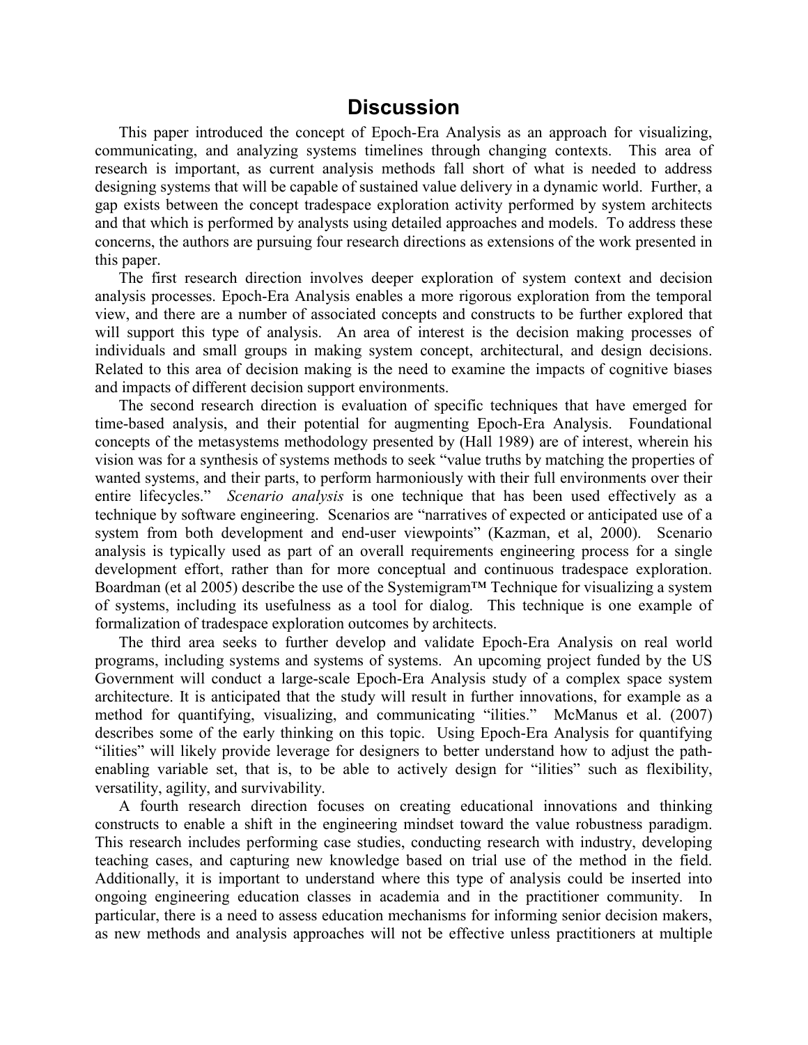# Discussion

This paper introduced the concept of Epoch-Era Analysis as an approach for visualizing, communicating, and analyzing systems timelines through changing contexts. This area of research is important, as current analysis methods fall short of what is needed to address designing systems that will be capable of sustained value delivery in a dynamic world. Further, a gap exists between the concept tradespace exploration activity performed by system architects and that which is performed by analysts using detailed approaches and models. To address these concerns, the authors are pursuing four research directions as extensions of the work presented in this paper.

The first research direction involves deeper exploration of system context and decision analysis processes. Epoch-Era Analysis enables a more rigorous exploration from the temporal view, and there are a number of associated concepts and constructs to be further explored that will support this type of analysis. An area of interest is the decision making processes of individuals and small groups in making system concept, architectural, and design decisions. Related to this area of decision making is the need to examine the impacts of cognitive biases and impacts of different decision support environments.

The second research direction is evaluation of specific techniques that have emerged for time-based analysis, and their potential for augmenting Epoch-Era Analysis. Foundational concepts of the metasystems methodology presented by (Hall 1989) are of interest, wherein his vision was for a synthesis of systems methods to seek "value truths by matching the properties of wanted systems, and their parts, to perform harmoniously with their full environments over their entire lifecycles." *Scenario analysis* is one technique that has been used effectively as a technique by software engineering. Scenarios are "narratives of expected or anticipated use of a system from both development and end-user viewpoints" (Kazman, et al, 2000). Scenario analysis is typically used as part of an overall requirements engineering process for a single development effort, rather than for more conceptual and continuous tradespace exploration. Boardman (et al 2005) describe the use of the Systemigram™ Technique for visualizing a system of systems, including its usefulness as a tool for dialog. This technique is one example of formalization of tradespace exploration outcomes by architects.

The third area seeks to further develop and validate Epoch-Era Analysis on real world programs, including systems and systems of systems. An upcoming project funded by the US Government will conduct a large-scale Epoch-Era Analysis study of a complex space system architecture. It is anticipated that the study will result in further innovations, for example as a method for quantifying, visualizing, and communicating "ilities." McManus et al. (2007) describes some of the early thinking on this topic. Using Epoch-Era Analysis for quantifying "ilities" will likely provide leverage for designers to better understand how to adjust the path-enabling variable set, that is, to be able to actively design for "ilities" such as flexibility, versatility, agility, and survivability.

A fourth research direction focuses on creating educational innovations and thinking constructs to enable a shift in the engineering mindset toward the value robustness paradigm. This research includes performing case studies, conducting research with industry, developing teaching cases, and capturing new knowledge based on trial use of the method in the field. Additionally, it is important to understand where this type of analysis could be inserted into ongoing engineering education classes in academia and in the practitioner community. In particular, there is a need to assess education mechanisms for informing senior decision makers, as new methods and analysis approaches will not be effective unless practitioners at multiple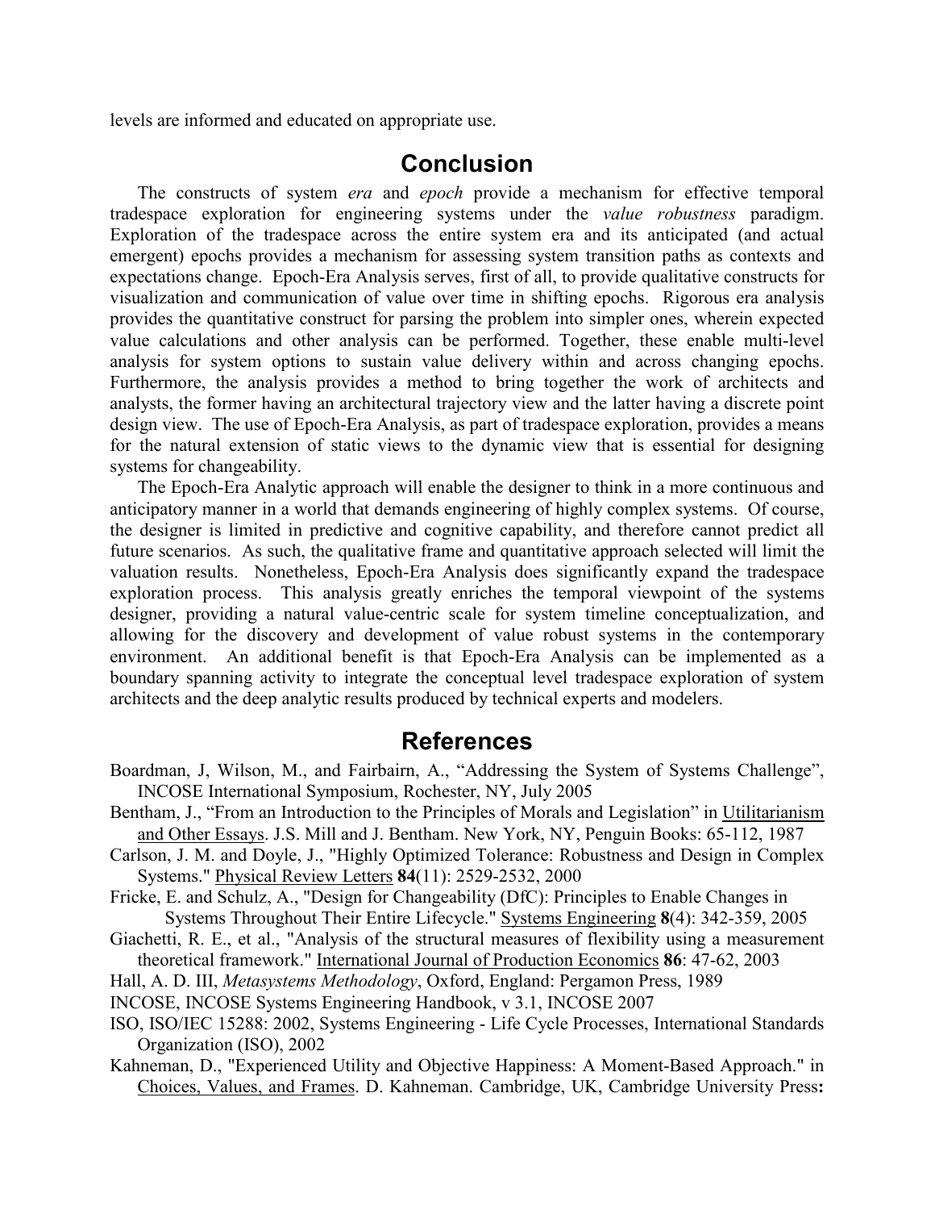levels are informed and educated on appropriate use.

## Conclusion

The constructs of system *era* and *epoch* provide a mechanism for effective temporal tradespace exploration for engineering systems under the *value robustness* paradigm. Exploration of the tradespace across the entire system era and its anticipated (and actual emergent) epochs provides a mechanism for assessing system transition paths as contexts and expectations change. Epoch-Era Analysis serves, first of all, to provide qualitative constructs for visualization and communication of value over time in shifting epochs. Rigorous era analysis provides the quantitative construct for parsing the problem into simpler ones, wherein expected value calculations and other analysis can be performed. Together, these enable multi-level analysis for system options to sustain value delivery within and across changing epochs. Furthermore, the analysis provides a method to bring together the work of architects and analysts, the former having an architectural trajectory view and the latter having a discrete point design view. The use of Epoch-Era Analysis, as part of tradespace exploration, provides a means for the natural extension of static views to the dynamic view that is essential for designing systems for changeability.

The Epoch-Era Analytic approach will enable the designer to think in a more continuous and anticipatory manner in a world that demands engineering of highly complex systems. Of course, the designer is limited in predictive and cognitive capability, and therefore cannot predict all future scenarios. As such, the qualitative frame and quantitative approach selected will limit the valuation results. Nonetheless, Epoch-Era Analysis does significantly expand the tradespace exploration process. This analysis greatly enriches the temporal viewpoint of the systems designer, providing a natural value-centric scale for system timeline conceptualization, and allowing for the discovery and development of value robust systems in the contemporary environment. An additional benefit is that Epoch-Era Analysis can be implemented as a boundary spanning activity to integrate the conceptual level tradespace exploration of system architects and the deep analytic results produced by technical experts and modelers.

## References

Boardman, J, Wilson, M., and Fairbairn, A., "Addressing the System of Systems Challenge", INCOSE International Symposium, Rochester, NY, July 2005

Bentham, J., "From an Introduction to the Principles of Morals and Legislation" in Utilitarianism and Other Essays. J.S. Mill and J. Bentham. New York, NY, Penguin Books: 65-112, 1987

Carlson, J. M. and Doyle, J., "Highly Optimized Tolerance: Robustness and Design in Complex Systems." Physical Review Letters **84**(11): 2529-2532, 2000

Fricke, E. and Schulz, A., "Design for Changeability (DfC): Principles to Enable Changes in Systems Throughout Their Entire Lifecycle." Systems Engineering **8**(4): 342-359, 2005

Giachetti, R. E., et al., "Analysis of the structural measures of flexibility using a measurement theoretical framework." International Journal of Production Economics **86**: 47-62, 2003

Hall, A. D. III, *Metasystems Methodology*, Oxford, England: Pergamon Press, 1989

INCOSE, INCOSE Systems Engineering Handbook, v 3.1, INCOSE 2007

ISO, ISO/IEC 15288: 2002, Systems Engineering - Life Cycle Processes, International Standards Organization (ISO), 2002

Kahneman, D., "Experienced Utility and Objective Happiness: A Moment-Based Approach." in Choices, Values, and Frames. D. Kahneman. Cambridge, UK, Cambridge University Press**:**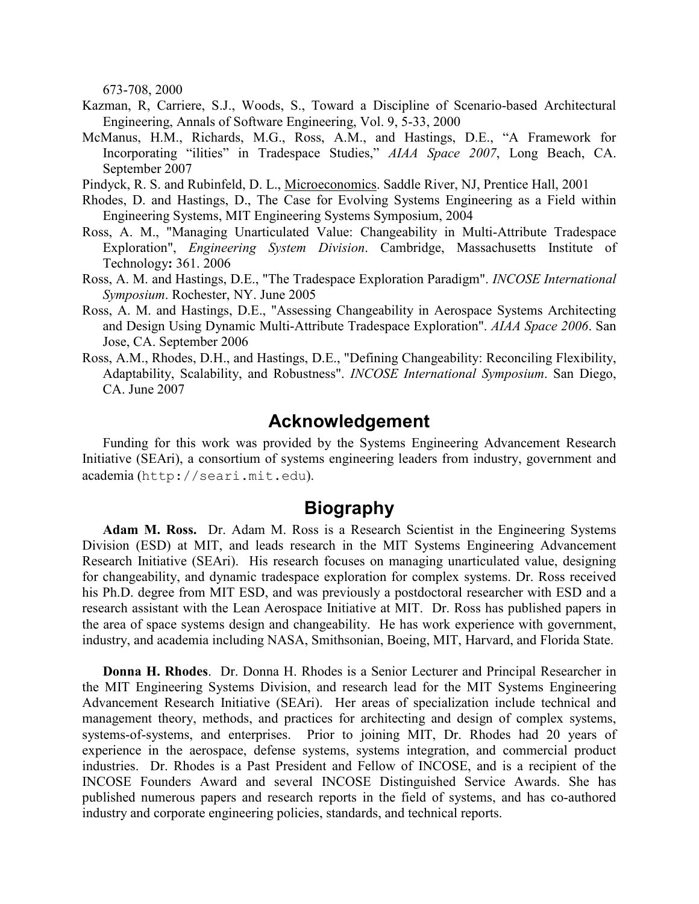673-708, 2000

Kazman, R, Carriere, S.J., Woods, S., Toward a Discipline of Scenario-based Architectural Engineering, Annals of Software Engineering, Vol. 9, 5-33, 2000

McManus, H.M., Richards, M.G., Ross, A.M., and Hastings, D.E., "A Framework for Incorporating "ilities" in Tradespace Studies," *AIAA Space 2007*, Long Beach, CA. September 2007

Pindyck, R. S. and Rubinfeld, D. L., Microeconomics. Saddle River, NJ, Prentice Hall, 2001

Rhodes, D. and Hastings, D., The Case for Evolving Systems Engineering as a Field within Engineering Systems, MIT Engineering Systems Symposium, 2004

Ross, A. M., "Managing Unarticulated Value: Changeability in Multi-Attribute Tradespace Exploration", *Engineering System Division*. Cambridge, Massachusetts Institute of Technology**:** 361. 2006

Ross, A. M. and Hastings, D.E., "The Tradespace Exploration Paradigm". *INCOSE International Symposium*. Rochester, NY. June 2005

Ross, A. M. and Hastings, D.E., "Assessing Changeability in Aerospace Systems Architecting and Design Using Dynamic Multi-Attribute Tradespace Exploration". *AIAA Space 2006*. San Jose, CA. September 2006

Ross, A.M., Rhodes, D.H., and Hastings, D.E., "Defining Changeability: Reconciling Flexibility, Adaptability, Scalability, and Robustness". *INCOSE International Symposium*. San Diego, CA. June 2007

## Acknowledgement

Funding for this work was provided by the Systems Engineering Advancement Research Initiative (SEAri), a consortium of systems engineering leaders from industry, government and academia (`http://seari.mit.edu`).

## Biography

**Adam M. Ross.** Dr. Adam M. Ross is a Research Scientist in the Engineering Systems Division (ESD) at MIT, and leads research in the MIT Systems Engineering Advancement Research Initiative (SEAri). His research focuses on managing unarticulated value, designing for changeability, and dynamic tradespace exploration for complex systems. Dr. Ross received his Ph.D. degree from MIT ESD, and was previously a postdoctoral researcher with ESD and a research assistant with the Lean Aerospace Initiative at MIT. Dr. Ross has published papers in the area of space systems design and changeability. He has work experience with government, industry, and academia including NASA, Smithsonian, Boeing, MIT, Harvard, and Florida State.

**Donna H. Rhodes**. Dr. Donna H. Rhodes is a Senior Lecturer and Principal Researcher in the MIT Engineering Systems Division, and research lead for the MIT Systems Engineering Advancement Research Initiative (SEAri). Her areas of specialization include technical and management theory, methods, and practices for architecting and design of complex systems, systems-of-systems, and enterprises. Prior to joining MIT, Dr. Rhodes had 20 years of experience in the aerospace, defense systems, systems integration, and commercial product industries. Dr. Rhodes is a Past President and Fellow of INCOSE, and is a recipient of the INCOSE Founders Award and several INCOSE Distinguished Service Awards. She has published numerous papers and research reports in the field of systems, and has co-authored industry and corporate engineering policies, standards, and technical reports.